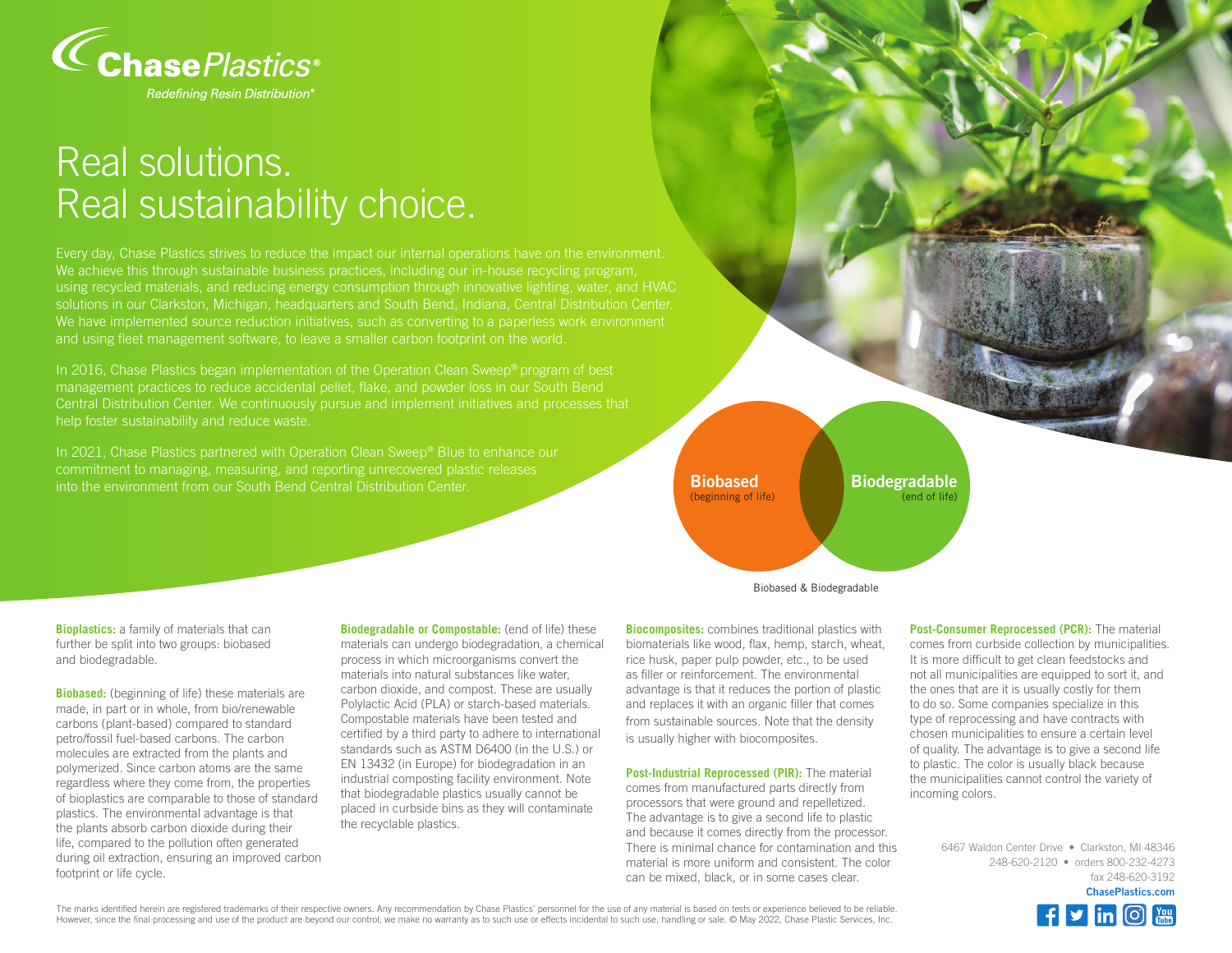**Chase Plastics®**

*Redefining Resin Distribution®*

# Real solutions.
# Real sustainability choice.

Every day, Chase Plastics strives to reduce the impact our internal operations have on the environment. We achieve this through sustainable business practices, including our in-house recycling program, using recycled materials, and reducing energy consumption through innovative lighting, water, and HVAC solutions in our Clarkston, Michigan, headquarters and South Bend, Indiana, Central Distribution Center. We have implemented source reduction initiatives, such as converting to a paperless work environment and using fleet management software, to leave a smaller carbon footprint on the world.

In 2016, Chase Plastics began implementation of the Operation Clean Sweep® program of best management practices to reduce accidental pellet, flake, and powder loss in our South Bend Central Distribution Center. We continuously pursue and implement initiatives and processes that help foster sustainability and reduce waste.

In 2021, Chase Plastics partnered with Operation Clean Sweep® Blue to enhance our commitment to managing, measuring, and reporting unrecovered plastic releases into the environment from our South Bend Central Distribution Center.

**Biobased** (beginning of life)

**Biodegradable** (end of life)

Biobased & Biodegradable

**Bioplastics:** a family of materials that can further be split into two groups: biobased and biodegradable.

**Biobased:** (beginning of life) these materials are made, in part or in whole, from bio/renewable carbons (plant-based) compared to standard petro/fossil fuel-based carbons. The carbon molecules are extracted from the plants and polymerized. Since carbon atoms are the same regardless where they come from, the properties of bioplastics are comparable to those of standard plastics. The environmental advantage is that the plants absorb carbon dioxide during their life, compared to the pollution often generated during oil extraction, ensuring an improved carbon footprint or life cycle.

**Biodegradable or Compostable:** (end of life) these materials can undergo biodegradation, a chemical process in which microorganisms convert the materials into natural substances like water, carbon dioxide, and compost. These are usually Polylactic Acid (PLA) or starch-based materials. Compostable materials have been tested and certified by a third party to adhere to international standards such as ASTM D6400 (in the U.S.) or EN 13432 (in Europe) for biodegradation in an industrial composting facility environment. Note that biodegradable plastics usually cannot be placed in curbside bins as they will contaminate the recyclable plastics.

**Biocomposites:** combines traditional plastics with biomaterials like wood, flax, hemp, starch, wheat, rice husk, paper pulp powder, etc., to be used as filler or reinforcement. The environmental advantage is that it reduces the portion of plastic and replaces it with an organic filler that comes from sustainable sources. Note that the density is usually higher with biocomposites.

**Post-Industrial Reprocessed (PIR):** The material comes from manufactured parts directly from processors that were ground and repelletized. The advantage is to give a second life to plastic and because it comes directly from the processor. There is minimal chance for contamination and this material is more uniform and consistent. The color can be mixed, black, or in some cases clear.

**Post-Consumer Reprocessed (PCR):** The material comes from curbside collection by municipalities. It is more difficult to get clean feedstocks and not all municipalities are equipped to sort it, and the ones that are it is usually costly for them to do so. Some companies specialize in this type of reprocessing and have contracts with chosen municipalities to ensure a certain level of quality. The advantage is to give a second life to plastic. The color is usually black because the municipalities cannot control the variety of incoming colors.

6467 Waldon Center Drive • Clarkston, MI 48346
248-620-2120 • orders 800-232-4273
fax 248-620-3192
**ChasePlastics.com**

The marks identified herein are registered trademarks of their respective owners. Any recommendation by Chase Plastics' personnel for the use of any material is based on tests or experience believed to be reliable. However, since the final processing and use of the product are beyond our control, we make no warranty as to such use or effects incidental to such use, handling or sale. © May 2022, Chase Plastic Services, Inc.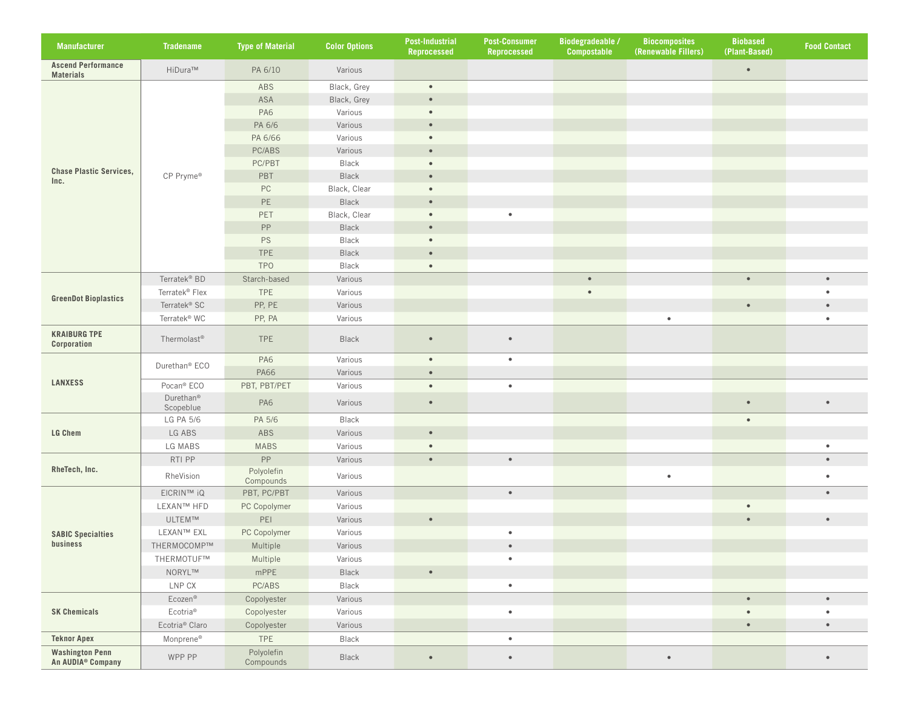| Manufacturer | Tradename | Type of Material | Color Options | Post-Industrial Reprocessed | Post-Consumer Reprocessed | Biodegradeable / Compostable | Biocomposites (Renewable Fillers) | Biobased (Plant-Based) | Food Contact |
|---|---|---|---|---|---|---|---|---|---|
| Ascend Performance Materials | HiDura™ | PA 6/10 | Various | | | | | • | |
| Chase Plastic Services, Inc. | CP Pryme® | ABS | Black, Grey | • | | | | | |
| | | ASA | Black, Grey | • | | | | | |
| | | PA6 | Various | • | | | | | |
| | | PA 6/6 | Various | • | | | | | |
| | | PA 6/66 | Various | • | | | | | |
| | | PC/ABS | Various | • | | | | | |
| | | PC/PBT | Black | • | | | | | |
| | | PBT | Black | • | | | | | |
| | | PC | Black, Clear | • | | | | | |
| | | PE | Black | • | | | | | |
| | | PET | Black, Clear | • | • | | | | |
| | | PP | Black | • | | | | | |
| | | PS | Black | • | | | | | |
| | | TPE | Black | • | | | | | |
| | | TPO | Black | • | | | | | |
| GreenDot Bioplastics | Terratek® BD | Starch-based | Various | | | • | | • | • |
| | Terratek® Flex | TPE | Various | | | • | | | • |
| | Terratek® SC | PP, PE | Various | | | | | • | • |
| | Terratek® WC | PP, PA | Various | | | | • | | • |
| KRAIBURG TPE Corporation | Thermolast® | TPE | Black | • | • | | | | |
| LANXESS | Durethan® ECO | PA6 | Various | • | • | | | | |
| | | PA66 | Various | • | | | | | |
| | Pocan® ECO | PBT, PBT/PET | Various | • | • | | | | |
| | Durethan® Scopeblue | PA6 | Various | • | | | | • | • |
| LG Chem | LG PA 5/6 | PA 5/6 | Black | | | | | • | |
| | LG ABS | ABS | Various | • | | | | | |
| | LG MABS | MABS | Various | • | | | | | • |
| RheTech, Inc. | RTI PP | PP | Various | • | • | | | | • |
| | RheVision | Polyolefin Compounds | Various | | | | • | | • |
| SABIC Specialties business | ElCRIN™ iQ | PBT, PC/PBT | Various | | • | | | | • |
| | LEXAN™ HFD | PC Copolymer | Various | | | | | • | |
| | ULTEM™ | PEI | Various | • | | | | • | • |
| | LEXAN™ EXL | PC Copolymer | Various | | • | | | | |
| | THERMOCOMP™ | Multiple | Various | | • | | | | |
| | THERMOTUF™ | Multiple | Various | | • | | | | |
| | NORYL™ | mPPE | Black | • | | | | | |
| | LNP CX | PC/ABS | Black | | • | | | | |
| SK Chemicals | Ecozen® | Copolyester | Various | | | | | • | • |
| | Ecotria® | Copolyester | Various | | • | | | • | • |
| | Ecotria® Claro | Copolyester | Various | | | | | • | • |
| Teknor Apex | Monprene® | TPE | Black | | • | | | | |
| Washington Penn An AUDIA® Company | WPP PP | Polyolefin Compounds | Black | • | • | | • | | • |